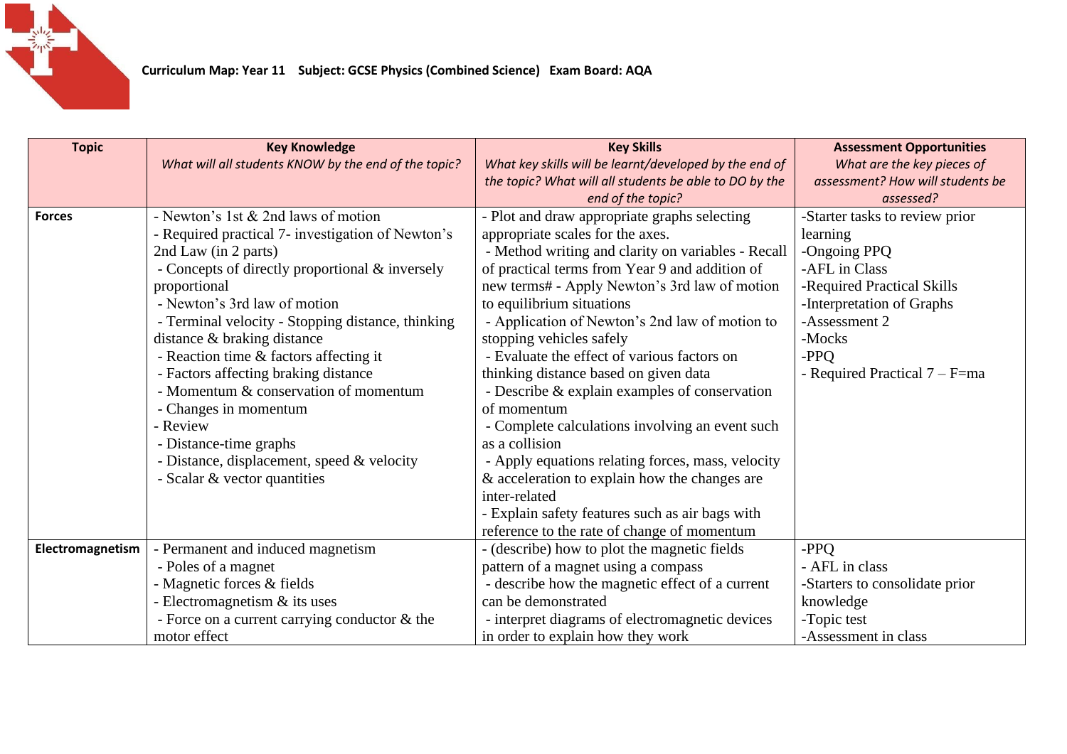**Curriculum Map: Year 11 Subject: GCSE Physics (Combined Science) Exam Board: AQA**

| Topic | Key Knowledge<br>*What will all students KNOW by the end of the topic?* | Key Skills<br>*What key skills will be learnt/developed by the end of the topic? What will all students be able to DO by the end of the topic?* | Assessment Opportunities<br>*What are the key pieces of assessment? How will students be assessed?* |
|---|---|---|---|
| **Forces** | - Newton's 1st & 2nd laws of motion<br>- Required practical 7- investigation of Newton's 2nd Law (in 2 parts)<br>- Concepts of directly proportional & inversely proportional<br>- Newton's 3rd law of motion<br>- Terminal velocity - Stopping distance, thinking distance & braking distance<br>- Reaction time & factors affecting it<br>- Factors affecting braking distance<br>- Momentum & conservation of momentum<br>- Changes in momentum<br>- Review<br>- Distance-time graphs<br>- Distance, displacement, speed & velocity<br>- Scalar & vector quantities | - Plot and draw appropriate graphs selecting appropriate scales for the axes.<br>- Method writing and clarity on variables - Recall of practical terms from Year 9 and addition of new terms# - Apply Newton's 3rd law of motion to equilibrium situations<br>- Application of Newton's 2nd law of motion to stopping vehicles safely<br>- Evaluate the effect of various factors on thinking distance based on given data<br>- Describe & explain examples of conservation of momentum<br>- Complete calculations involving an event such as a collision<br>- Apply equations relating forces, mass, velocity & acceleration to explain how the changes are inter-related<br>- Explain safety features such as air bags with reference to the rate of change of momentum | -Starter tasks to review prior learning<br>-Ongoing PPQ<br>-AFL in Class<br>-Required Practical Skills<br>-Interpretation of Graphs<br>-Assessment 2<br>-Mocks<br>-PPQ<br>- Required Practical 7 – $F=ma$ |
| **Electromagnetism** | - Permanent and induced magnetism<br>- Poles of a magnet<br>- Magnetic forces & fields<br>- Electromagnetism & its uses<br>- Force on a current carrying conductor & the motor effect | - (describe) how to plot the magnetic fields pattern of a magnet using a compass<br>- describe how the magnetic effect of a current can be demonstrated<br>- interpret diagrams of electromagnetic devices in order to explain how they work | -PPQ<br>- AFL in class<br>-Starters to consolidate prior knowledge<br>-Topic test<br>-Assessment in class |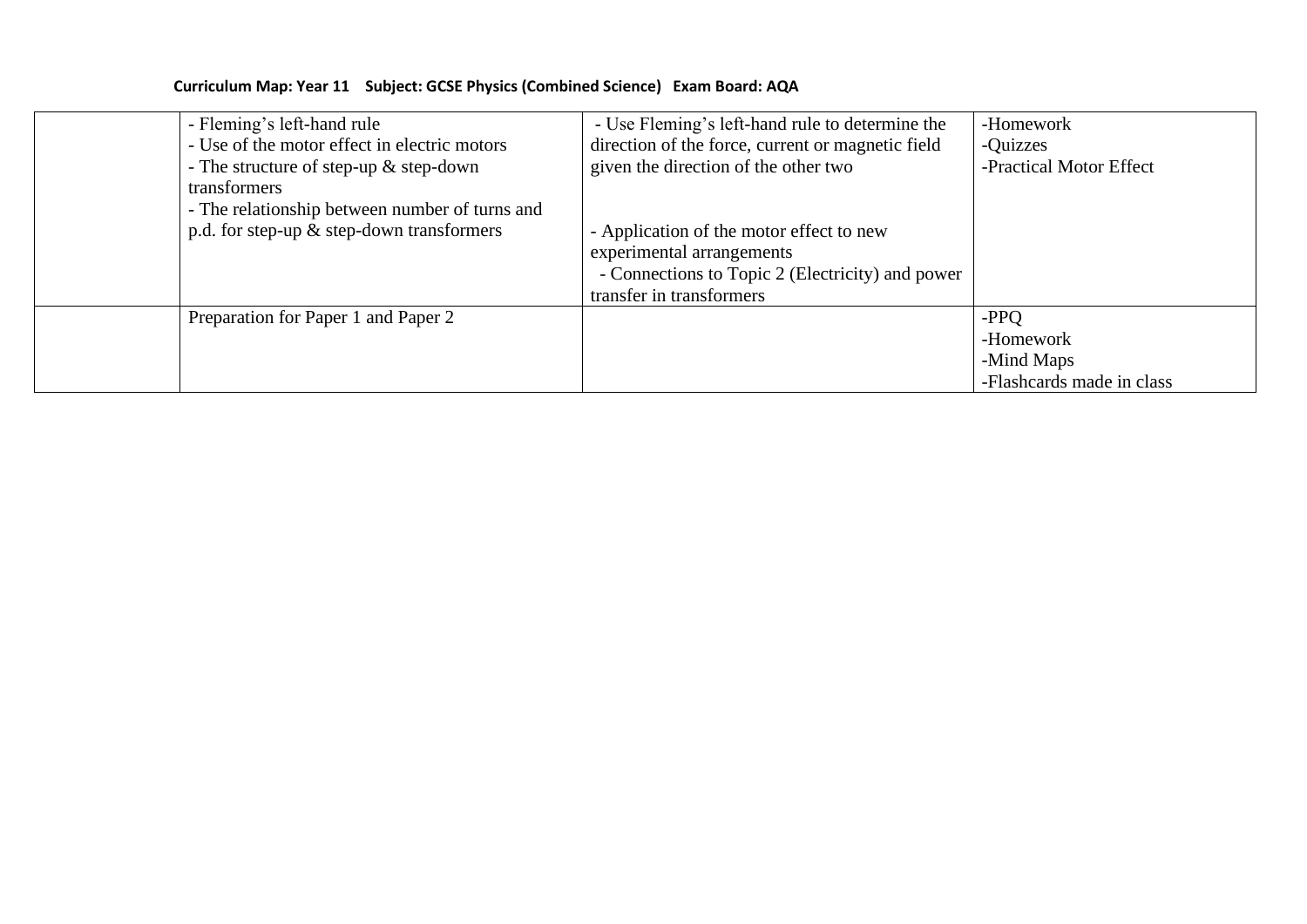**Curriculum Map: Year 11 Subject: GCSE Physics (Combined Science) Exam Board: AQA**

| | | | |
|---|---|---|---|
| | - Fleming's left-hand rule<br>- Use of the motor effect in electric motors<br>- The structure of step-up & step-down transformers<br>- The relationship between number of turns and p.d. for step-up & step-down transformers | - Use Fleming's left-hand rule to determine the direction of the force, current or magnetic field given the direction of the other two<br><br>- Application of the motor effect to new experimental arrangements<br>- Connections to Topic 2 (Electricity) and power transfer in transformers | -Homework<br>-Quizzes<br>-Practical Motor Effect |
| | Preparation for Paper 1 and Paper 2 | | -PPQ<br>-Homework<br>-Mind Maps<br>-Flashcards made in class |